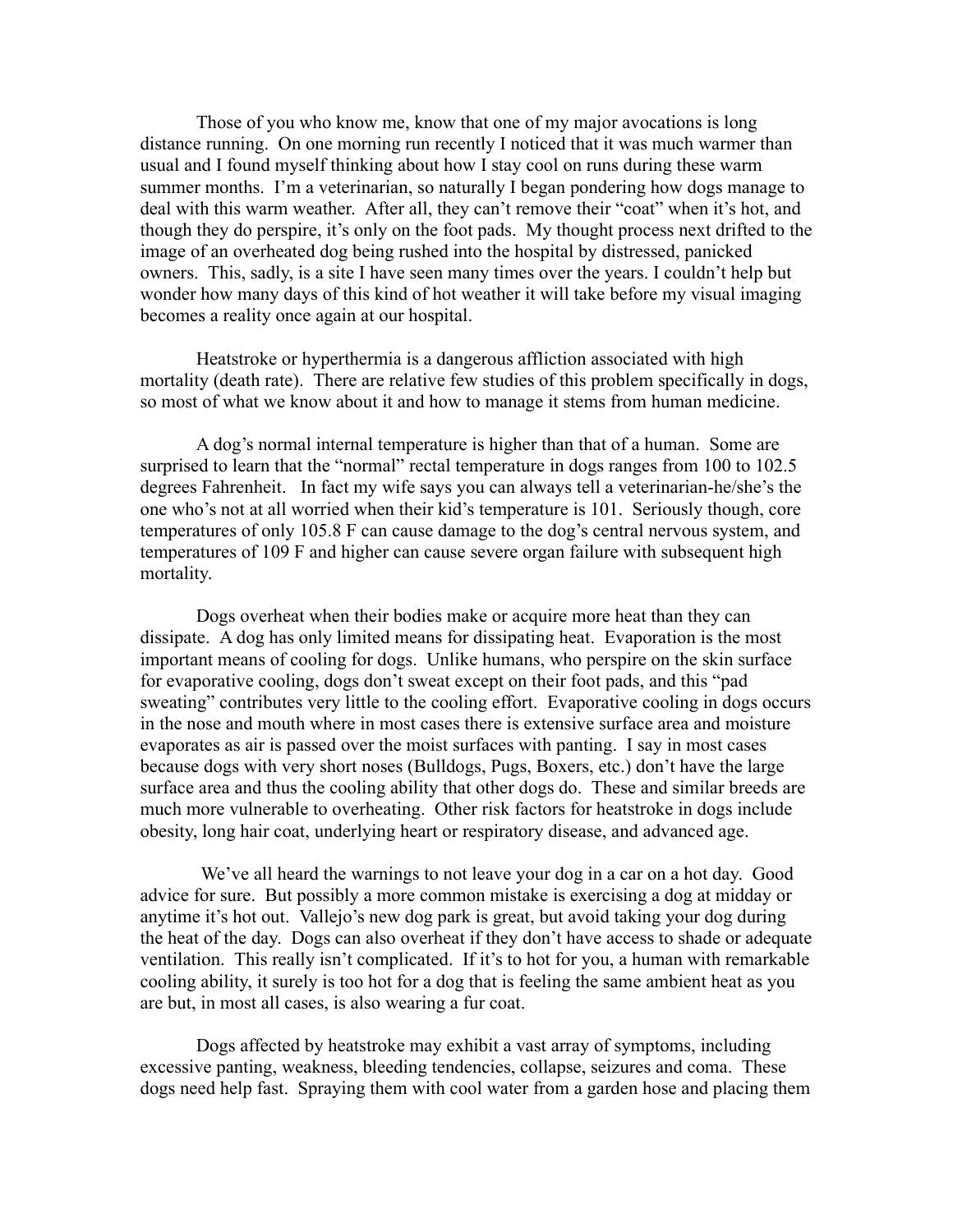Those of you who know me, know that one of my major avocations is long distance running. On one morning run recently I noticed that it was much warmer than usual and I found myself thinking about how I stay cool on runs during these warm summer months. I'm a veterinarian, so naturally I began pondering how dogs manage to deal with this warm weather. After all, they can't remove their "coat" when it's hot, and though they do perspire, it's only on the foot pads. My thought process next drifted to the image of an overheated dog being rushed into the hospital by distressed, panicked owners. This, sadly, is a site I have seen many times over the years. I couldn't help but wonder how many days of this kind of hot weather it will take before my visual imaging becomes a reality once again at our hospital.

Heatstroke or hyperthermia is a dangerous affliction associated with high mortality (death rate). There are relative few studies of this problem specifically in dogs, so most of what we know about it and how to manage it stems from human medicine.

A dog's normal internal temperature is higher than that of a human. Some are surprised to learn that the "normal" rectal temperature in dogs ranges from 100 to 102.5 degrees Fahrenheit. In fact my wife says you can always tell a veterinarian-he/she's the one who's not at all worried when their kid's temperature is 101. Seriously though, core temperatures of only 105.8 F can cause damage to the dog's central nervous system, and temperatures of 109 F and higher can cause severe organ failure with subsequent high mortality.

Dogs overheat when their bodies make or acquire more heat than they can dissipate. A dog has only limited means for dissipating heat. Evaporation is the most important means of cooling for dogs. Unlike humans, who perspire on the skin surface for evaporative cooling, dogs don't sweat except on their foot pads, and this "pad sweating" contributes very little to the cooling effort. Evaporative cooling in dogs occurs in the nose and mouth where in most cases there is extensive surface area and moisture evaporates as air is passed over the moist surfaces with panting. I say in most cases because dogs with very short noses (Bulldogs, Pugs, Boxers, etc.) don't have the large surface area and thus the cooling ability that other dogs do. These and similar breeds are much more vulnerable to overheating. Other risk factors for heatstroke in dogs include obesity, long hair coat, underlying heart or respiratory disease, and advanced age.

We've all heard the warnings to not leave your dog in a car on a hot day. Good advice for sure. But possibly a more common mistake is exercising a dog at midday or anytime it's hot out. Vallejo's new dog park is great, but avoid taking your dog during the heat of the day. Dogs can also overheat if they don't have access to shade or adequate ventilation. This really isn't complicated. If it's to hot for you, a human with remarkable cooling ability, it surely is too hot for a dog that is feeling the same ambient heat as you are but, in most all cases, is also wearing a fur coat.

Dogs affected by heatstroke may exhibit a vast array of symptoms, including excessive panting, weakness, bleeding tendencies, collapse, seizures and coma. These dogs need help fast. Spraying them with cool water from a garden hose and placing them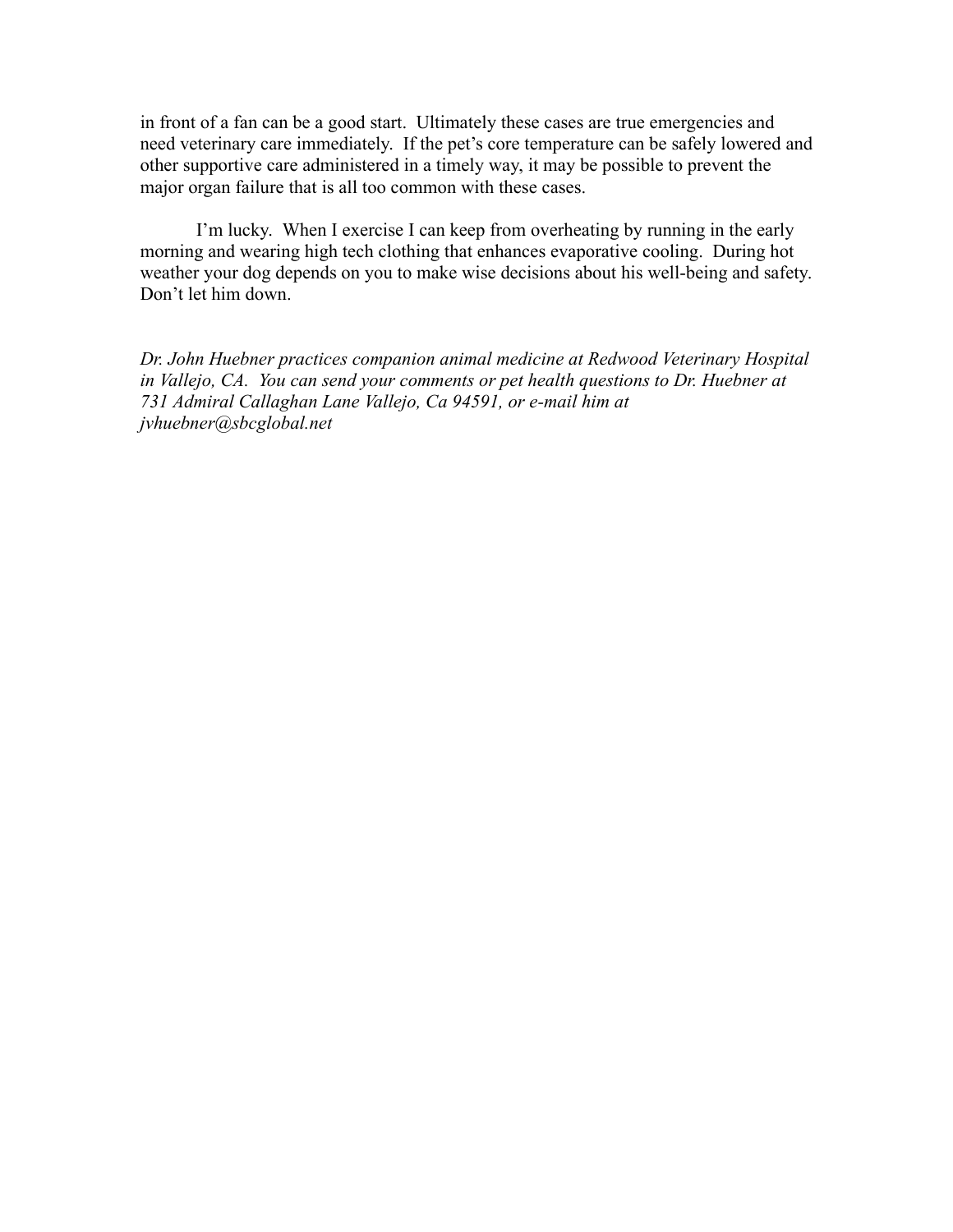in front of a fan can be a good start. Ultimately these cases are true emergencies and need veterinary care immediately. If the pet's core temperature can be safely lowered and other supportive care administered in a timely way, it may be possible to prevent the major organ failure that is all too common with these cases.

I'm lucky. When I exercise I can keep from overheating by running in the early morning and wearing high tech clothing that enhances evaporative cooling. During hot weather your dog depends on you to make wise decisions about his well-being and safety. Don't let him down.

*Dr. John Huebner practices companion animal medicine at Redwood Veterinary Hospital in Vallejo, CA. You can send your comments or pet health questions to Dr. Huebner at 731 Admiral Callaghan Lane Vallejo, Ca 94591, or e-mail him at jvhuebner@sbcglobal.net*